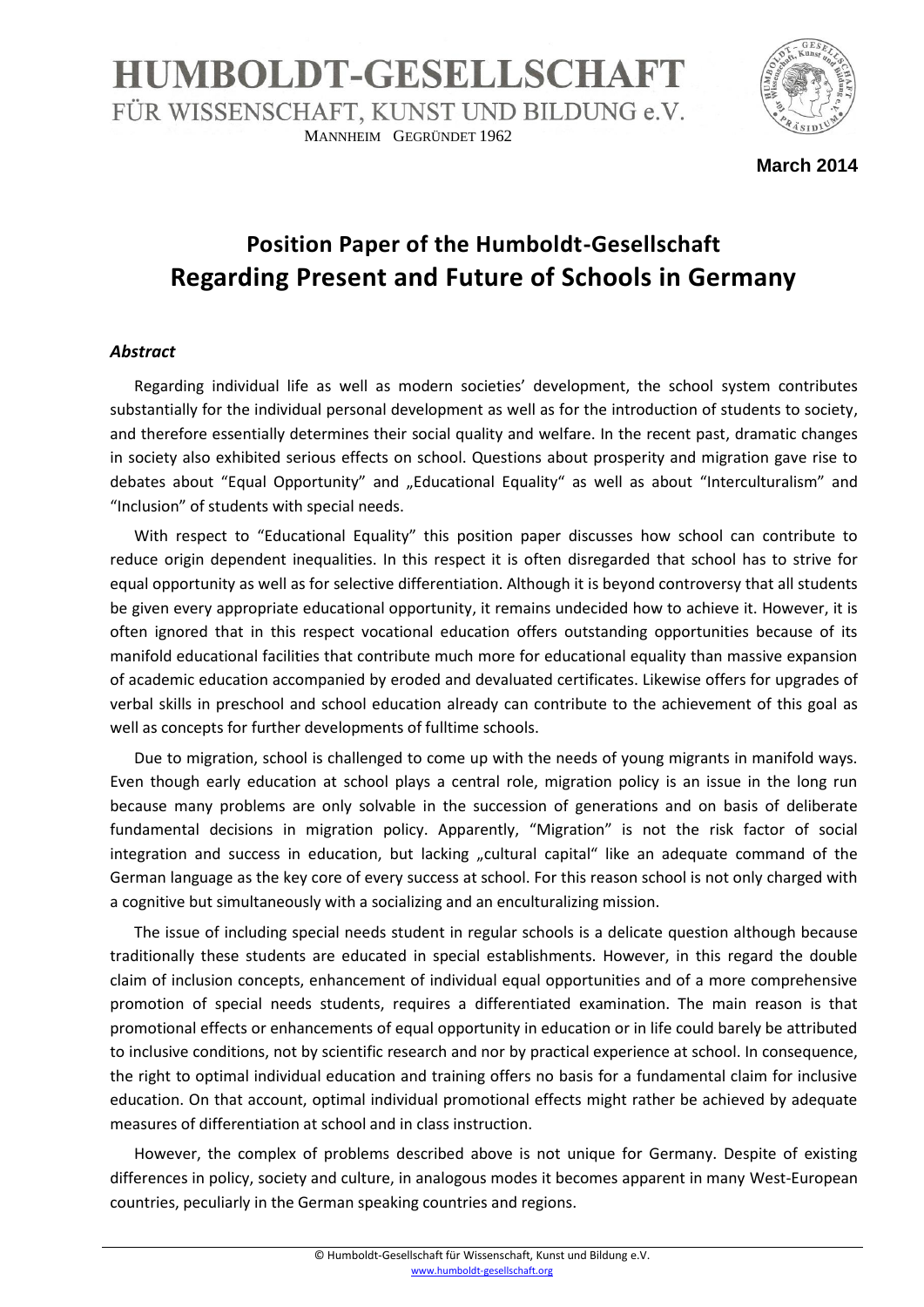HUMBOLDT-GESELLSCHAFT
FÜR WISSENSCHAFT, KUNST UND BILDUNG e.V.
MANNHEIM GEGRÜNDET 1962

**March 2014**

# Position Paper of the Humboldt-Gesellschaft Regarding Present and Future of Schools in Germany

## *Abstract*

Regarding individual life as well as modern societies' development, the school system contributes substantially for the individual personal development as well as for the introduction of students to society, and therefore essentially determines their social quality and welfare. In the recent past, dramatic changes in society also exhibited serious effects on school. Questions about prosperity and migration gave rise to debates about "Equal Opportunity" and „Educational Equality" as well as about "Interculturalism" and "Inclusion" of students with special needs.

With respect to "Educational Equality" this position paper discusses how school can contribute to reduce origin dependent inequalities. In this respect it is often disregarded that school has to strive for equal opportunity as well as for selective differentiation. Although it is beyond controversy that all students be given every appropriate educational opportunity, it remains undecided how to achieve it. However, it is often ignored that in this respect vocational education offers outstanding opportunities because of its manifold educational facilities that contribute much more for educational equality than massive expansion of academic education accompanied by eroded and devaluated certificates. Likewise offers for upgrades of verbal skills in preschool and school education already can contribute to the achievement of this goal as well as concepts for further developments of fulltime schools.

Due to migration, school is challenged to come up with the needs of young migrants in manifold ways. Even though early education at school plays a central role, migration policy is an issue in the long run because many problems are only solvable in the succession of generations and on basis of deliberate fundamental decisions in migration policy. Apparently, "Migration" is not the risk factor of social integration and success in education, but lacking „cultural capital" like an adequate command of the German language as the key core of every success at school. For this reason school is not only charged with a cognitive but simultaneously with a socializing and an enculturalizing mission.

The issue of including special needs student in regular schools is a delicate question although because traditionally these students are educated in special establishments. However, in this regard the double claim of inclusion concepts, enhancement of individual equal opportunities and of a more comprehensive promotion of special needs students, requires a differentiated examination. The main reason is that promotional effects or enhancements of equal opportunity in education or in life could barely be attributed to inclusive conditions, not by scientific research and nor by practical experience at school. In consequence, the right to optimal individual education and training offers no basis for a fundamental claim for inclusive education. On that account, optimal individual promotional effects might rather be achieved by adequate measures of differentiation at school and in class instruction.

However, the complex of problems described above is not unique for Germany. Despite of existing differences in policy, society and culture, in analogous modes it becomes apparent in many West-European countries, peculiarly in the German speaking countries and regions.

© Humboldt-Gesellschaft für Wissenschaft, Kunst und Bildung e.V.
www.humboldt-gesellschaft.org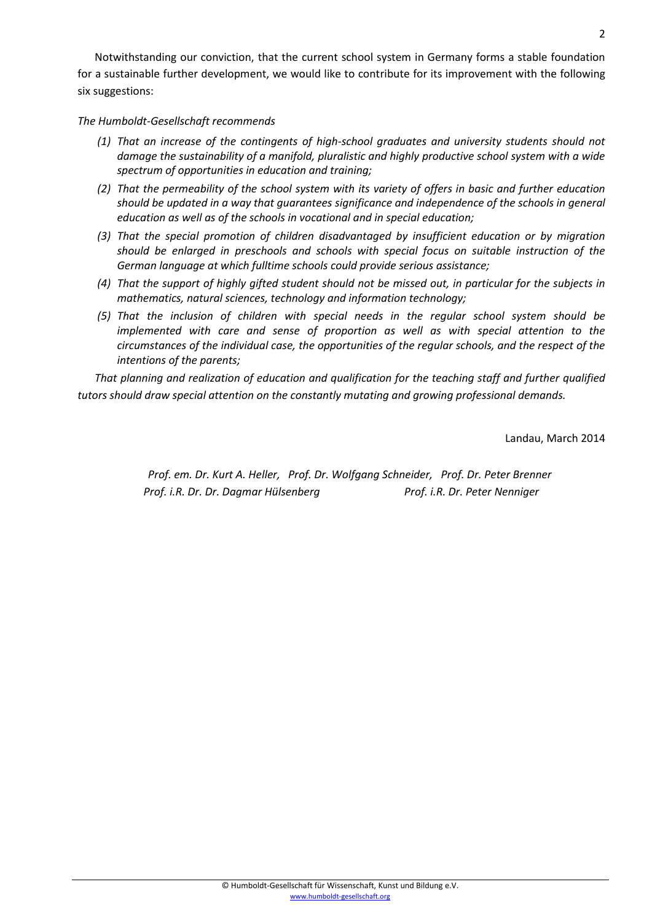Notwithstanding our conviction, that the current school system in Germany forms a stable foundation for a sustainable further development, we would like to contribute for its improvement with the following six suggestions:

*The Humboldt-Gesellschaft recommends*

1. *That an increase of the contingents of high-school graduates and university students should not damage the sustainability of a manifold, pluralistic and highly productive school system with a wide spectrum of opportunities in education and training;*
2. *That the permeability of the school system with its variety of offers in basic and further education should be updated in a way that guarantees significance and independence of the schools in general education as well as of the schools in vocational and in special education;*
3. *That the special promotion of children disadvantaged by insufficient education or by migration should be enlarged in preschools and schools with special focus on suitable instruction of the German language at which fulltime schools could provide serious assistance;*
4. *That the support of highly gifted student should not be missed out, in particular for the subjects in mathematics, natural sciences, technology and information technology;*
5. *That the inclusion of children with special needs in the regular school system should be implemented with care and sense of proportion as well as with special attention to the circumstances of the individual case, the opportunities of the regular schools, and the respect of the intentions of the parents;*

*That planning and realization of education and qualification for the teaching staff and further qualified tutors should draw special attention on the constantly mutating and growing professional demands.*

Landau, March 2014

*Prof. em. Dr. Kurt A. Heller, Prof. Dr. Wolfgang Schneider, Prof. Dr. Peter Brenner*
*Prof. i.R. Dr. Dr. Dagmar Hülsenberg Prof. i.R. Dr. Peter Nenniger*